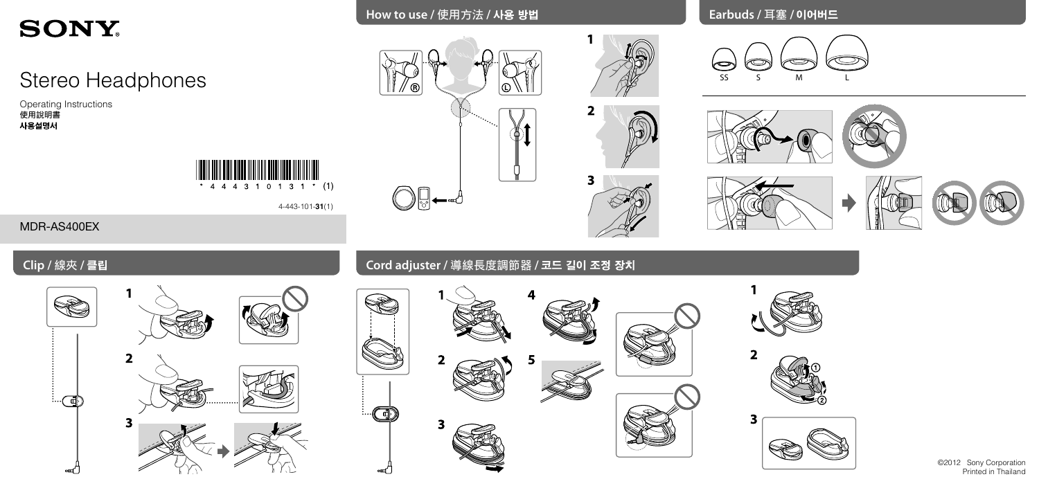# SONY

# Stereo Headphones

Operating Instructions
使用說明書
**사용설명서**

\* 4 4 4 3 1 0 1 3 1 \* (1)

4-443-101-**31**(1)

MDR-AS400EX

## How to use / 使用方法 / 사용 방법

Ⓡ Ⓛ

1

2

3

## Earbuds / 耳塞 / 이어버드

SS S M L

## Clip / 線夾 / 클립

1

2

3

## Cord adjuster / 導線長度調節器 / 코드 길이 조정 장치

1

2

3

4

5

1

2 ① ②

3

©2012 Sony Corporation
Printed in Thailand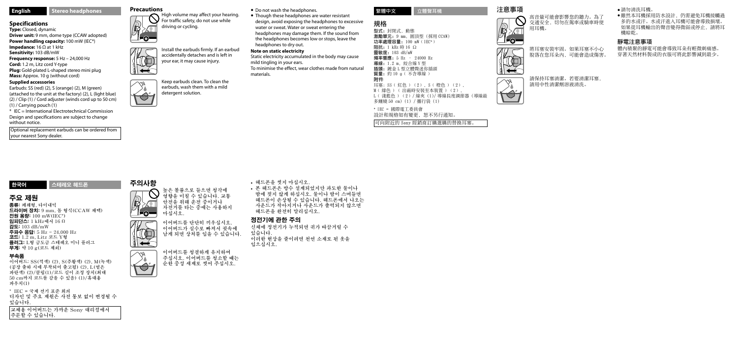English Stereo headphones

## Specifications

**Type:** Closed, dynamic
**Driver unit:** 9 mm, dome type (CCAW adopted)
**Power handling capacity:** 100 mW (IEC*)
**Impedance:** 16 Ω at 1 kHz
**Sensitivity:** 103 dB/mW
**Frequency response:** 5 Hz – 24,000 Hz
**Cord:** 1.2 m, Litz cord Y-type
**Plug:** Gold-plated L-shaped stereo mini plug
**Mass:** Approx. 10 g (without cord)

### Supplied accessories

Earbuds: SS (red) (2), S (orange) (2), M (green) (attached to the unit at the factory) (2), L (light blue) (2) / Clip (1) / Cord adjuster (winds cord up to 50 cm) (1) / Carrying pouch (1)

* IEC = International Electrotechnical Commission

Design and specifications are subject to change without notice.

Optional replacement earbuds can be ordered from your nearest Sony dealer.

## Precautions

High volume may affect your hearing. For traffic safety, do not use while driving or cycling.

Install the earbuds firmly. If an earbud accidentally detaches and is left in your ear, it may cause injury.

Keep earbuds clean. To clean the earbuds, wash them with a mild detergent solution.

- Do not wash the headphones.
- Though these headphones are water resistant design, avoid exposing the headphones to excessive water or sweat. Water or sweat entering the headphones may damage them. If the sound from the headphones becomes low or stops, leave the headphones to dry out.

### Note on static electricity

Static electricity accumulated in the body may cause mild tingling in your ears.
To minimise the effect, wear clothes made from natural materials.

繁體中文 立體聲耳機

## 規格

**型式：**封閉式，動態
**激勵單元：**9 mm，圓頂型（採用 CCAW）
**功率處理容量：**100 mW（IEC*）
**阻抗：**1 kHz 時 16 Ω
**靈敏度：**103 dB/mW
**頻率響應：**5 Hz – 24000 Hz
**導線：**1.2 m，絞合線 Y 型
**插頭：**鍍金 L 型立體聲迷你插頭
**質量：**約 10 g（不含導線）

### 附件

耳塞：SS（紅色）（2），S（橙色）（2），M（綠色）（出廠時安裝至本裝置）（2），L（淺藍色）（2）/ 線夾（1）/ 導線長度調節器（導線最多纏繞 50 cm）（1）/ 攜行袋（1）

* IEC = 國際電工委員會

設計和規格如有變更，恕不另行通知。

可向附近的 Sony 經銷商訂購選購的替換耳塞。

## 注意事項

高音量可能會影響您的聽力。為了交通安全，切勿在駕車或騎車時使用耳機。

將耳塞安裝牢固。如果耳塞不小心脫落在您耳朵內，可能會造成傷害。

請保持耳塞清潔。若要清潔耳塞，請用中性清潔劑溶液清洗。

- 請勿清洗耳機。
- 雖然本耳機採用防水設計，仍需避免耳機接觸過多的水或汗。水或汗進入耳機可能會導致損壞。如果從耳機輸出的聲音變得微弱或停止，請將耳機晾乾。

### 靜電注意事項

體內積聚的靜電可能會導致耳朵有輕微刺痛感。穿著天然材料製成的衣服可將此影響減到最少。

한국어 스테레오 헤드폰

## 주요 제원

**종류:** 폐쇄형, 다이내믹
**드라이버 장치:** 9 mm, 돔 형식(CCAW 채택)
**전원 용량:** 100 mW(IEC*)
**임피던스:** 1 kHz에서 16 Ω
**감도:** 103 dB/mW
**주파수 응답:** 5 Hz – 24,000 Hz
**코드:** 1.2 m, Litz 코드 Y형
**플러그:** L형 금도금 스테레오 미니 플러그
**무게:** 약 10 g(코드 제외)

### 부속품

이어버드: SS(적색) (2), S(주황색) (2), M(녹색) (공장 출하 시에 부착되어 출고됨) (2), L(엷은 파란색) (2)/클립(1)/코드 길이 조정 장치(최대 50 cm까지 코드를 감을 수 있음) (1)/휴대용 파우치(1)

* IEC = 국제 전기 표준 회의

디자인 및 주요 제원은 사전 통보 없이 변경될 수 있습니다.

교체용 이어버드는 가까운 Sony 대리점에서 주문할 수 있습니다.

## 주의사항

높은 볼륨으로 들으면 청각에 영향을 미칠 수 있습니다. 교통 안전을 위해 운전 중이거나 자전거를 타는 중에는 사용하지 마십시오.

이어버드를 단단히 끼우십시오. 이어버드가 실수로 빠져서 귓속에 남게 되면 상처를 입을 수 있습니다.

이어버드를 청결하게 유지하여 주십시오. 이어버드를 청소할 때는 순한 중성 세제로 씻어 주십시오.

- 헤드폰을 씻지 마십시오.
- 본 헤드폰은 방수 설계되었지만 과도한 물이나 땀에 젖지 않게 하십시오. 물이나 땀이 스며들면 헤드폰이 손상될 수 있습니다. 헤드폰에서 나오는 사운드가 작아지거나 사운드가 출력되지 않으면 헤드폰을 완전히 말리십시오.

### 정전기에 관한 주의

신체에 정전기가 누적되면 귀가 따끔거릴 수 있습니다.
이러한 현상을 줄이려면 천연 소재로 된 옷을 입으십시오.